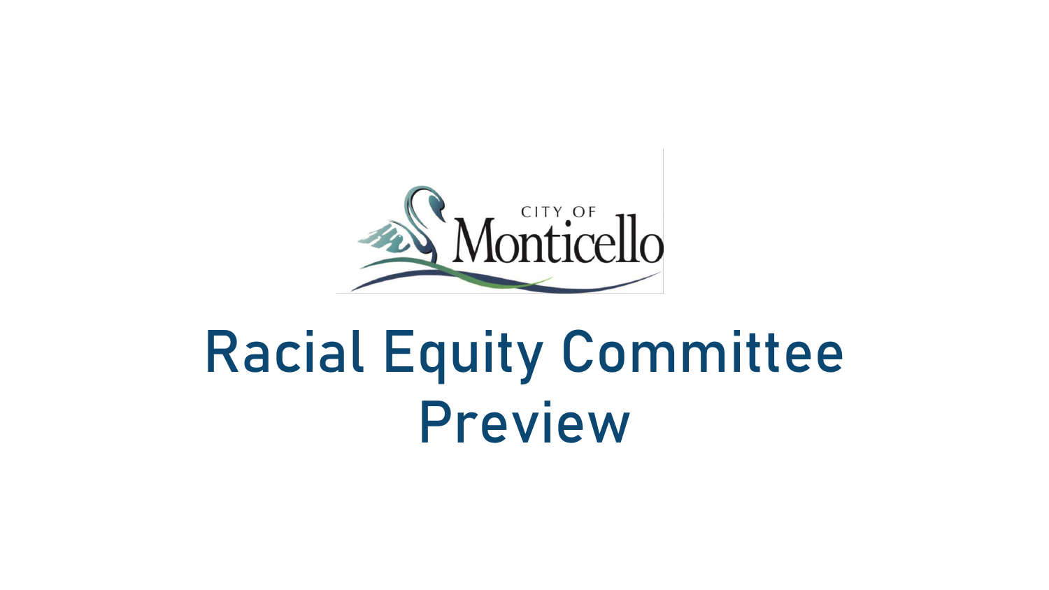CITY OF Monticello

# Racial Equity Committee Preview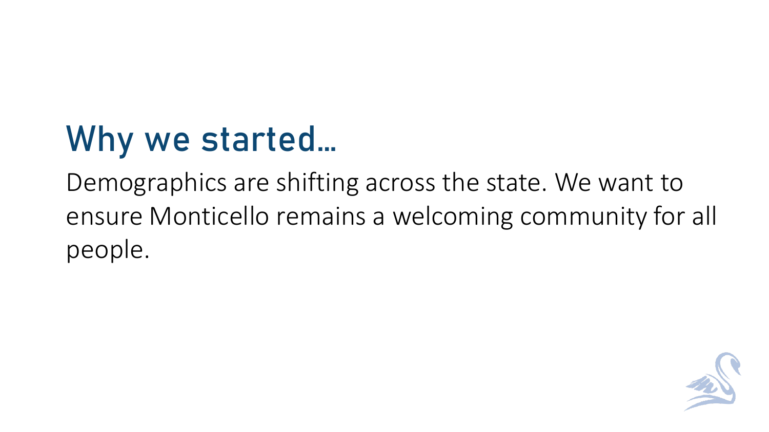# Why we started…

Demographics are shifting across the state. We want to ensure Monticello remains a welcoming community for all people.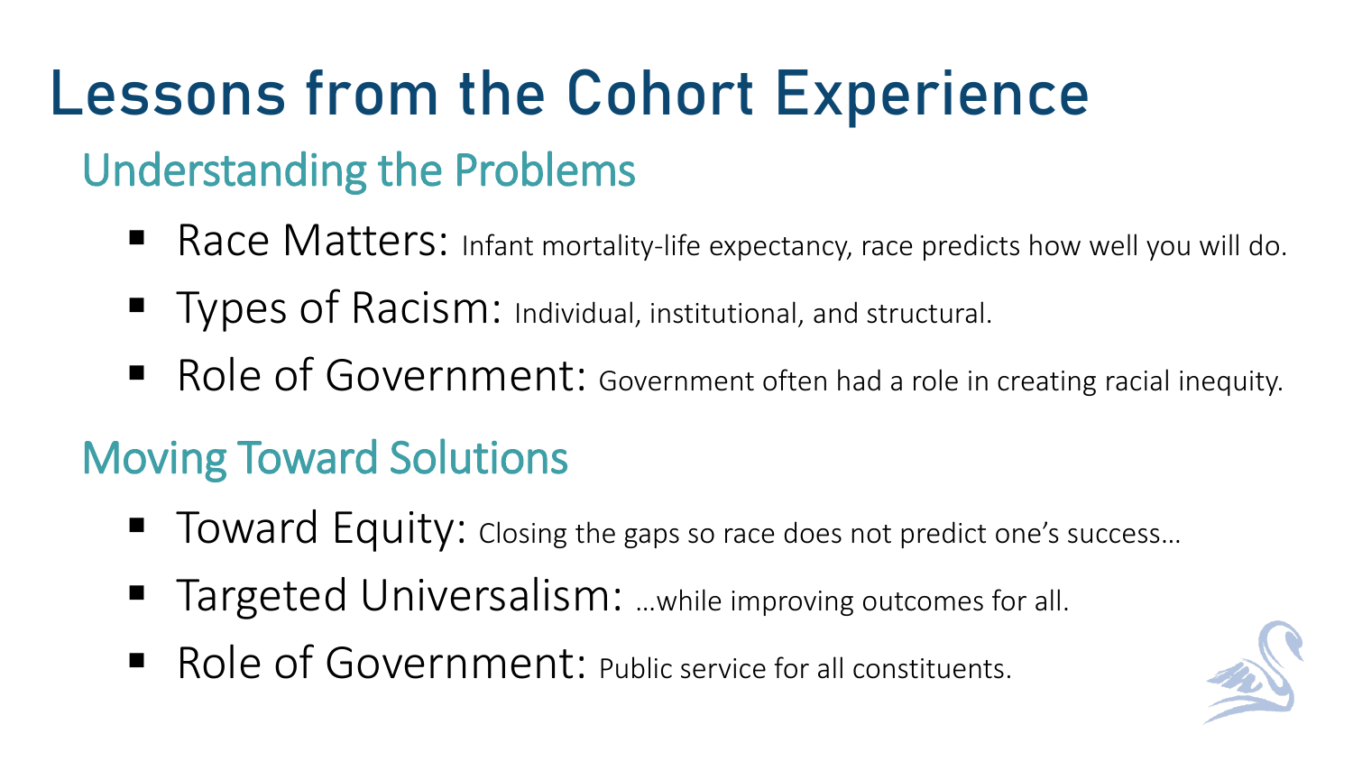# Lessons from the Cohort Experience

## Understanding the Problems

- Race Matters: Infant mortality-life expectancy, race predicts how well you will do.
- Types of Racism: Individual, institutional, and structural.
- Role of Government: Government often had a role in creating racial inequity.

## Moving Toward Solutions

- Toward Equity: Closing the gaps so race does not predict one's success…
- Targeted Universalism: …while improving outcomes for all.
- Role of Government: Public service for all constituents.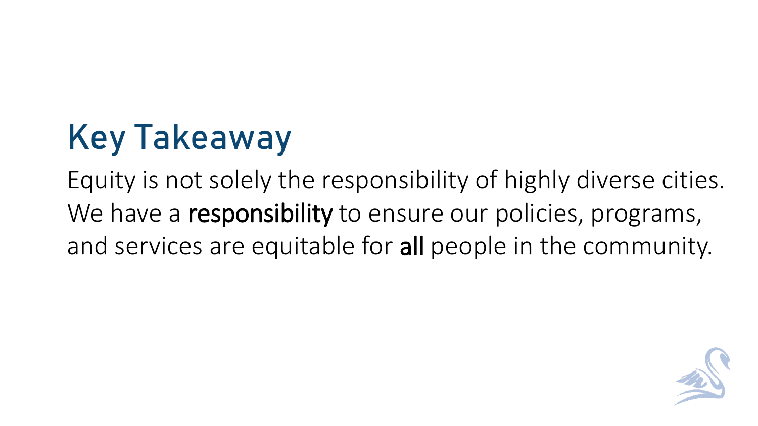# Key Takeaway

Equity is not solely the responsibility of highly diverse cities. We have a **responsibility** to ensure our policies, programs, and services are equitable for **all** people in the community.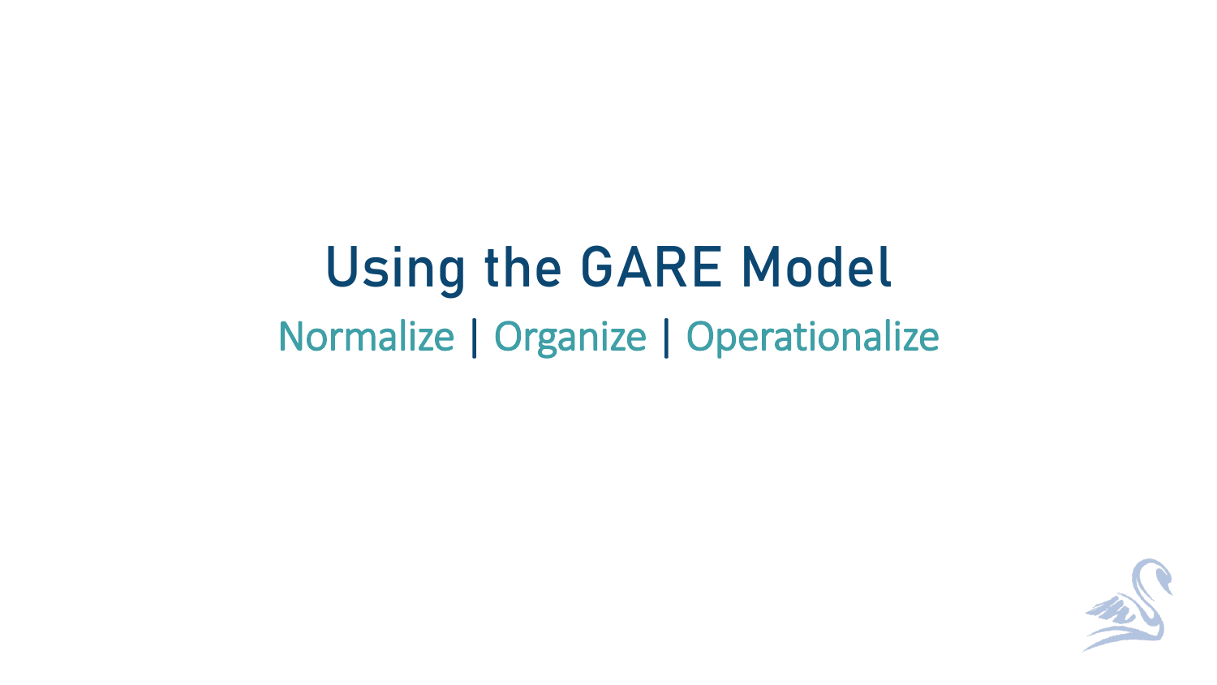# Using the GARE Model

Normalize | Organize | Operationalize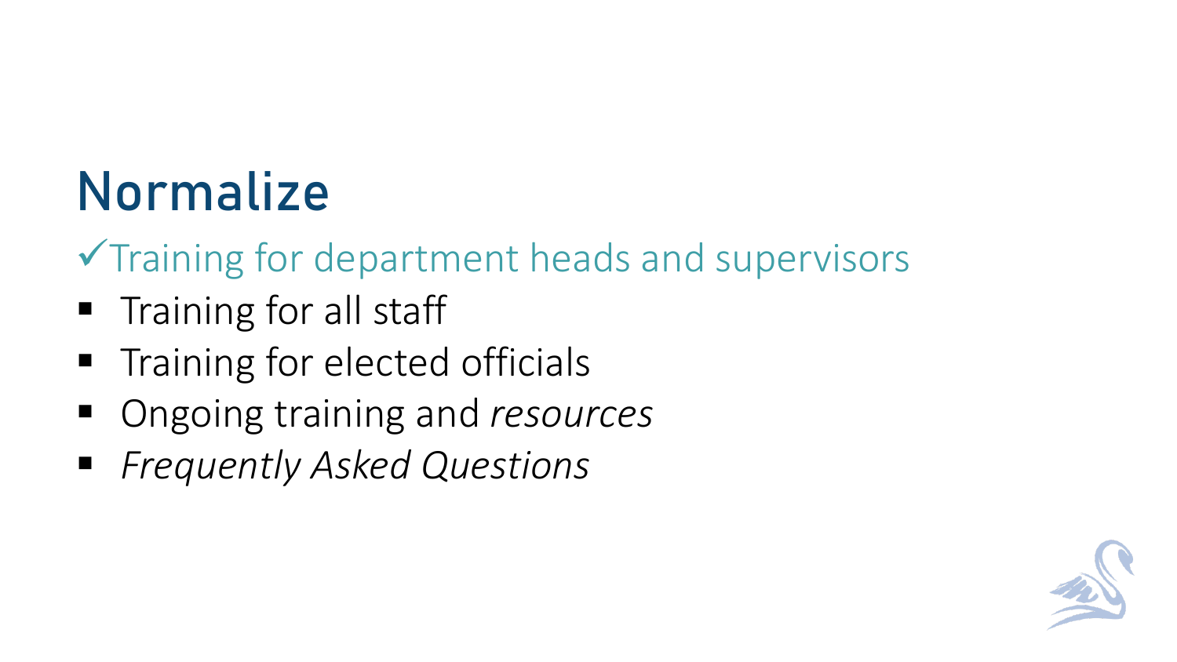# Normalize

✓Training for department heads and supervisors

- Training for all staff
- Training for elected officials
- Ongoing training and *resources*
- *Frequently Asked Questions*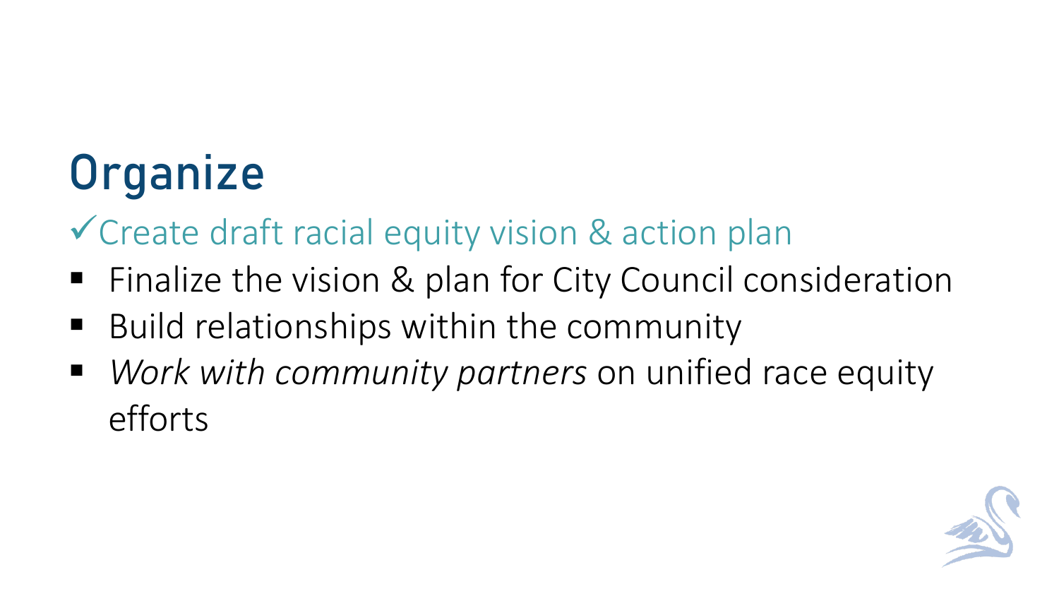# Organize

✓Create draft racial equity vision & action plan

- Finalize the vision & plan for City Council consideration
- Build relationships within the community
- *Work with community partners* on unified race equity efforts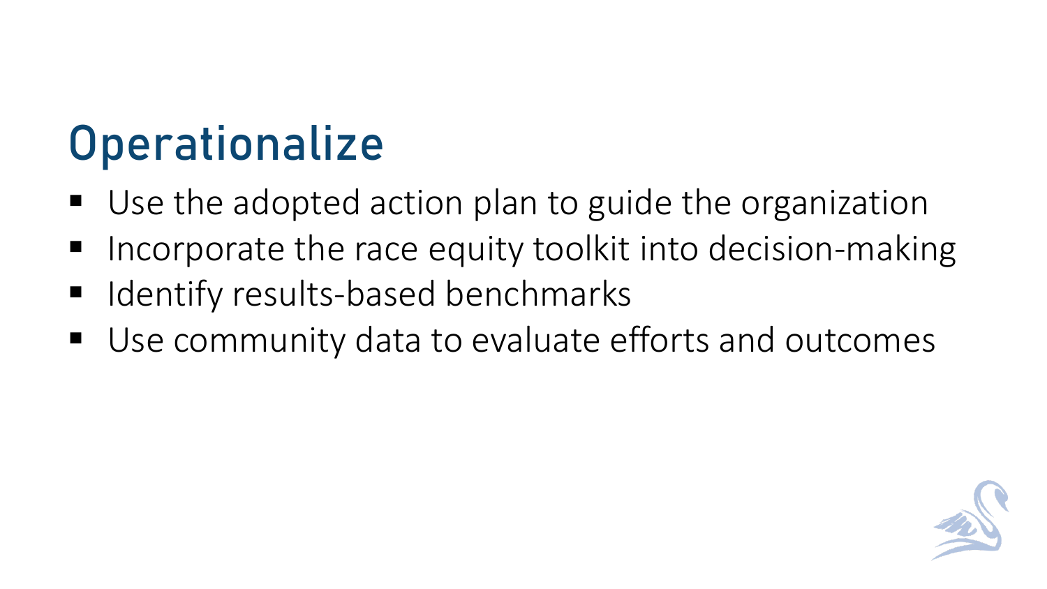# Operationalize

- Use the adopted action plan to guide the organization
- Incorporate the race equity toolkit into decision-making
- Identify results-based benchmarks
- Use community data to evaluate efforts and outcomes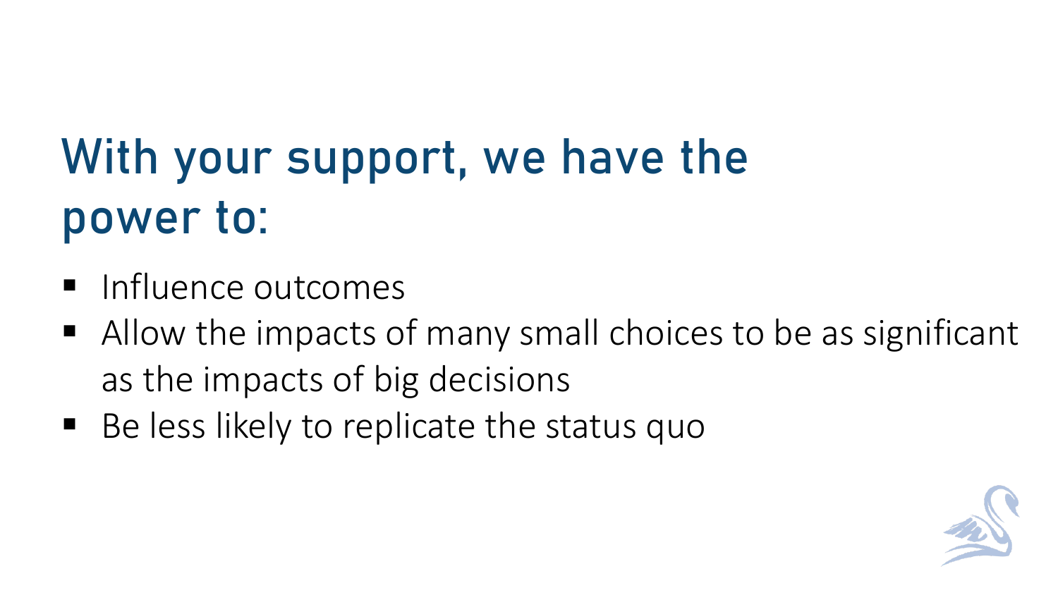# With your support, we have the power to:

- Influence outcomes
- Allow the impacts of many small choices to be as significant as the impacts of big decisions
- Be less likely to replicate the status quo